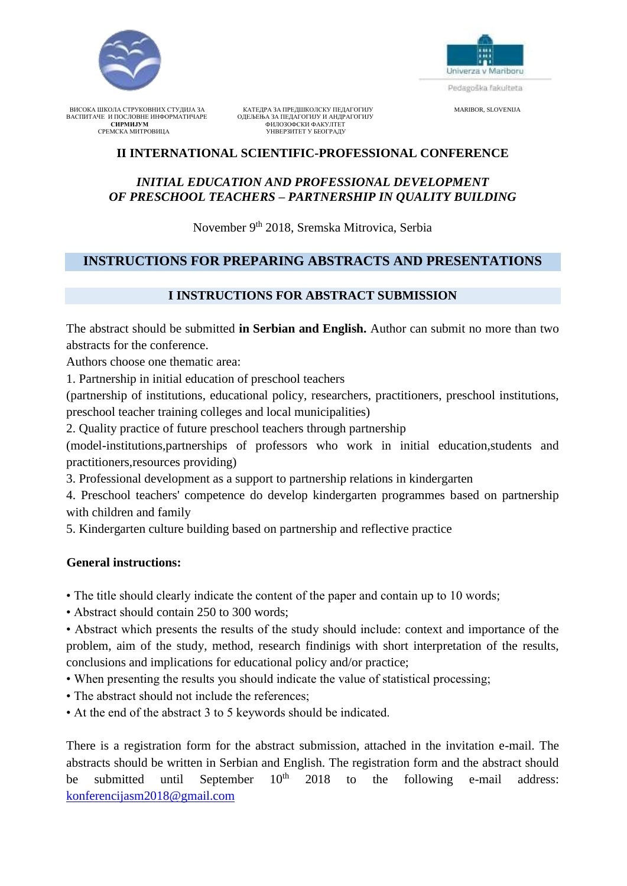ВИСОКА ШКОЛА СТРУКОВНИХ СТУДИЈА ЗА ВАСПИТАЧЕ И ПОСЛОВНЕ ИНФОРМАТИЧАРЕ
**СИРМИЈУМ**
СРЕМСКА МИТРОВИЦА

КАТЕДРА ЗА ПРЕДШКОЛСКУ ПЕДАГОГИЈУ
ОДЕЉЕЊА ЗА ПЕДАГОГИЈУ И АНДРАГОГИЈУ
ФИЛОЗОФСКИ ФАКУЛТЕТ
УНИВЕРЗИТЕТ У БЕОГРАДУ

Univerza v Mariboru
Pedagoška fakulteta
MARIBOR, SLOVENIJA

# II INTERNATIONAL SCIENTIFIC-PROFESSIONAL CONFERENCE

## *INITIAL EDUCATION AND PROFESSIONAL DEVELOPMENT OF PRESCHOOL TEACHERS – PARTNERSHIP IN QUALITY BUILDING*

November 9th 2018, Sremska Mitrovica, Serbia

## INSTRUCTIONS FOR PREPARING ABSTRACTS AND PRESENTATIONS

### I INSTRUCTIONS FOR ABSTRACT SUBMISSION

The abstract should be submitted **in Serbian and English.** Author can submit no more than two abstracts for the conference.
Authors choose one thematic area:
1. Partnership in initial education of preschool teachers
(partnership of institutions, educational policy, researchers, practitioners, preschool institutions, preschool teacher training colleges and local municipalities)
2. Quality practice of future preschool teachers through partnership
(model-institutions,partnerships of professors who work in initial education,students and practitioners,resources providing)
3. Professional development as a support to partnership relations in kindergarten
4. Preschool teachers' competence do develop kindergarten programmes based on partnership with children and family
5. Kindergarten culture building based on partnership and reflective practice

**General instructions:**

- The title should clearly indicate the content of the paper and contain up to 10 words;
- Abstract should contain 250 to 300 words;
- Abstract which presents the results of the study should include: context and importance of the problem, aim of the study, method, research findinigs with short interpretation of the results, conclusions and implications for educational policy and/or practice;
- When presenting the results you should indicate the value of statistical processing;
- The abstract should not include the references;
- At the end of the abstract 3 to 5 keywords should be indicated.

There is a registration form for the abstract submission, attached in the invitation e-mail. The abstracts should be written in Serbian and English. The registration form and the abstract should be submitted until September 10th 2018 to the following e-mail address: konferencijasm2018@gmail.com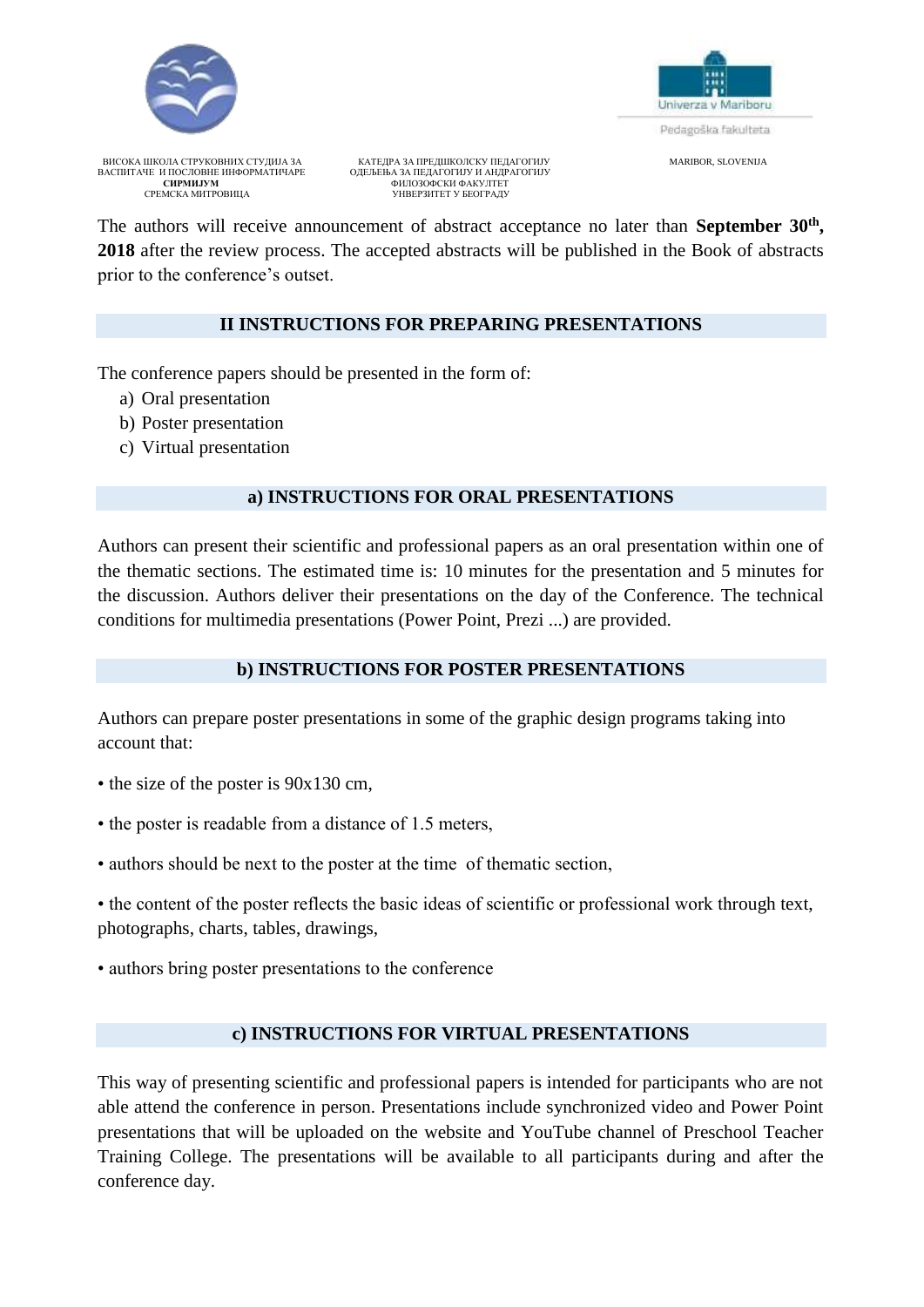The authors will receive announcement of abstract acceptance no later than **September 30th, 2018** after the review process. The accepted abstracts will be published in the Book of abstracts prior to the conference's outset.

## II INSTRUCTIONS FOR PREPARING PRESENTATIONS

The conference papers should be presented in the form of:

a) Oral presentation
b) Poster presentation
c) Virtual presentation

### a) INSTRUCTIONS FOR ORAL PRESENTATIONS

Authors can present their scientific and professional papers as an oral presentation within one of the thematic sections. The estimated time is: 10 minutes for the presentation and 5 minutes for the discussion. Authors deliver their presentations on the day of the Conference. The technical conditions for multimedia presentations (Power Point, Prezi ...) are provided.

### b) INSTRUCTIONS FOR POSTER PRESENTATIONS

Authors can prepare poster presentations in some of the graphic design programs taking into account that:

- the size of the poster is 90x130 cm,
- the poster is readable from a distance of 1.5 meters,
- authors should be next to the poster at the time of thematic section,
- the content of the poster reflects the basic ideas of scientific or professional work through text, photographs, charts, tables, drawings,
- authors bring poster presentations to the conference

### c) INSTRUCTIONS FOR VIRTUAL PRESENTATIONS

This way of presenting scientific and professional papers is intended for participants who are not able attend the conference in person. Presentations include synchronized video and Power Point presentations that will be uploaded on the website and YouTube channel of Preschool Teacher Training College. The presentations will be available to all participants during and after the conference day.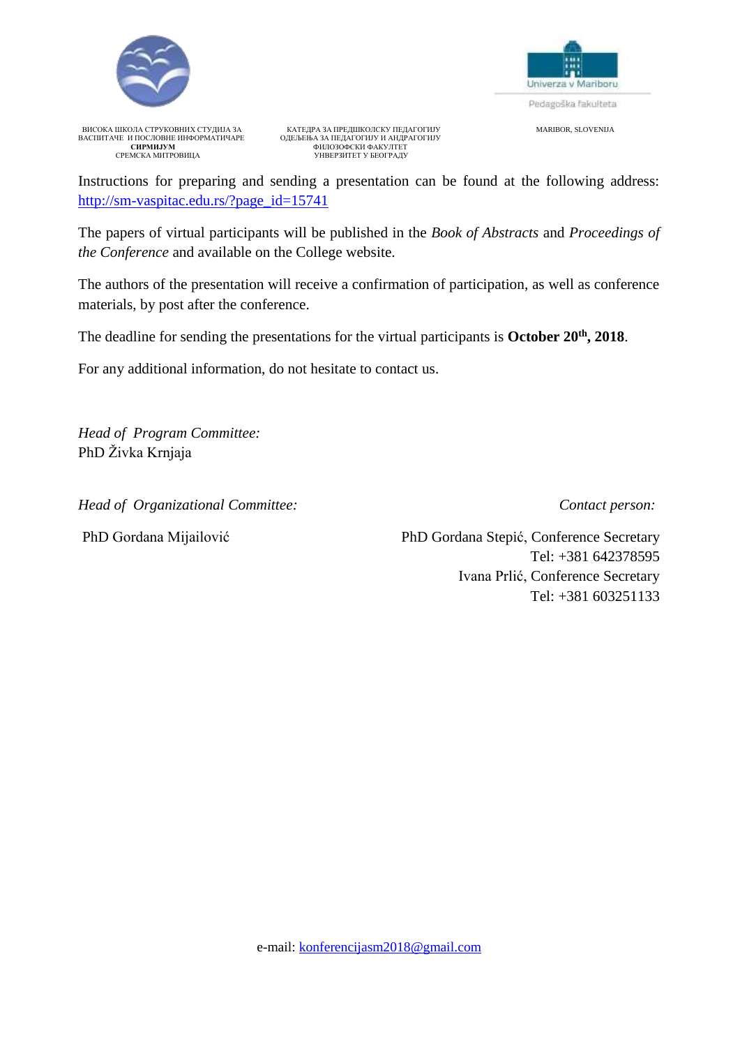ВИСОКА ШКОЛА СТРУКОВНИХ СТУДИЈА ЗА ВАСПИТАЧЕ И ПОСЛОВНЕ ИНФОРМАТИЧАРЕ
**СИРМИЈУМ**
СРЕМСКА МИТРОВИЦА

КАТЕДРА ЗА ПРЕДШКОЛСКУ ПЕДАГОГИЈУ
ОДЕЉЕЊА ЗА ПЕДАГОГИЈУ И АНДРАГОГИЈУ
ФИЛОЗОФСКИ ФАКУЛТЕТ
УНИВЕРЗИТЕТ У БЕОГРАДУ

Univerza v Mariboru
Pedagoška fakulteta
MARIBOR, SLOVENIJA

Instructions for preparing and sending a presentation can be found at the following address: http://sm-vaspitac.edu.rs/?page_id=15741

The papers of virtual participants will be published in the *Book of Abstracts* and *Proceedings of the Conference* and available on the College website.

The authors of the presentation will receive a confirmation of participation, as well as conference materials, by post after the conference.

The deadline for sending the presentations for the virtual participants is **October 20th, 2018**.

For any additional information, do not hesitate to contact us.

*Head of Program Committee:*
PhD Živka Krnjaja

*Head of Organizational Committee:*
PhD Gordana Mijailović

*Contact person:*
PhD Gordana Stepić, Conference Secretary
Tel: +381 642378595
Ivana Prlić, Conference Secretary
Tel: +381 603251133

e-mail: konferencijasm2018@gmail.com